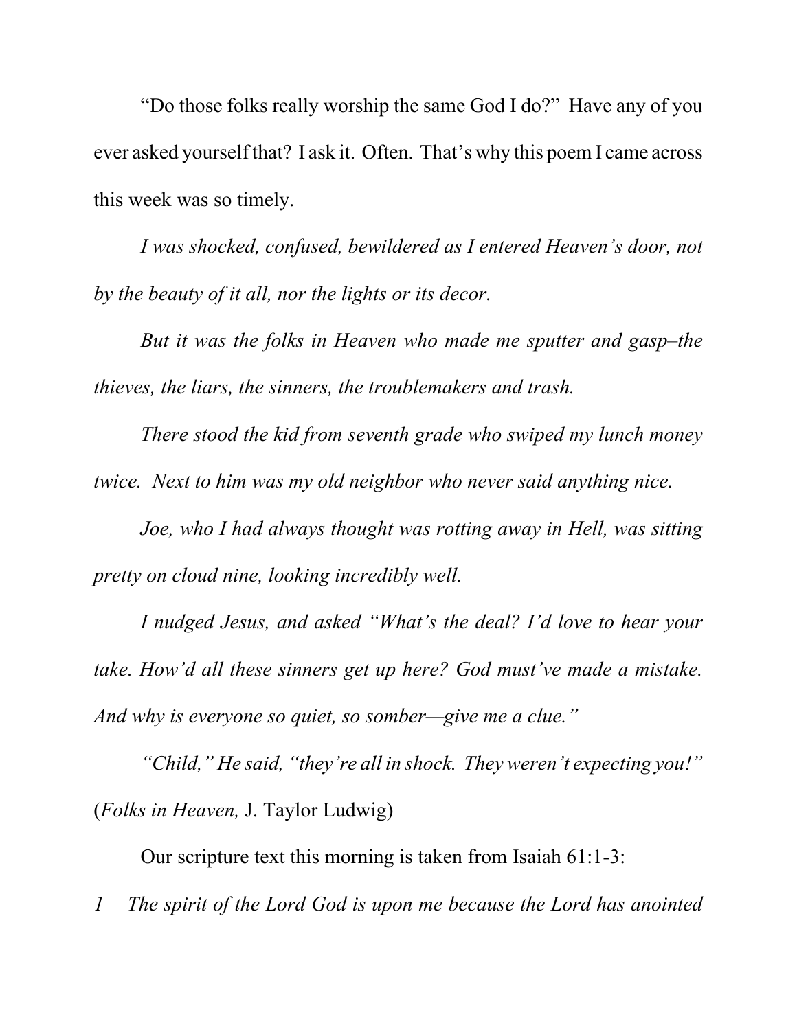"Do those folks really worship the same God I do?" Have any of you ever asked yourself that? I ask it. Often. That's why this poem I came across this week was so timely.

*I was shocked, confused, bewildered as I entered Heaven's door, not by the beauty of it all, nor the lights or its decor.*

*But it was the folks in Heaven who made me sputter and gasp–the thieves, the liars, the sinners, the troublemakers and trash.*

*There stood the kid from seventh grade who swiped my lunch money twice. Next to him was my old neighbor who never said anything nice.*

*Joe, who I had always thought was rotting away in Hell, was sitting pretty on cloud nine, looking incredibly well.*

*I nudged Jesus, and asked "What's the deal? I'd love to hear your take. How'd all these sinners get up here? God must've made a mistake. And why is everyone so quiet, so somber—give me a clue."*

*"Child," He said, "they're all in shock. They weren't expecting you!"* (*Folks in Heaven,* J. Taylor Ludwig)

Our scripture text this morning is taken from Isaiah 61:1-3:

*1 The spirit of the Lord God is upon me because the Lord has anointed*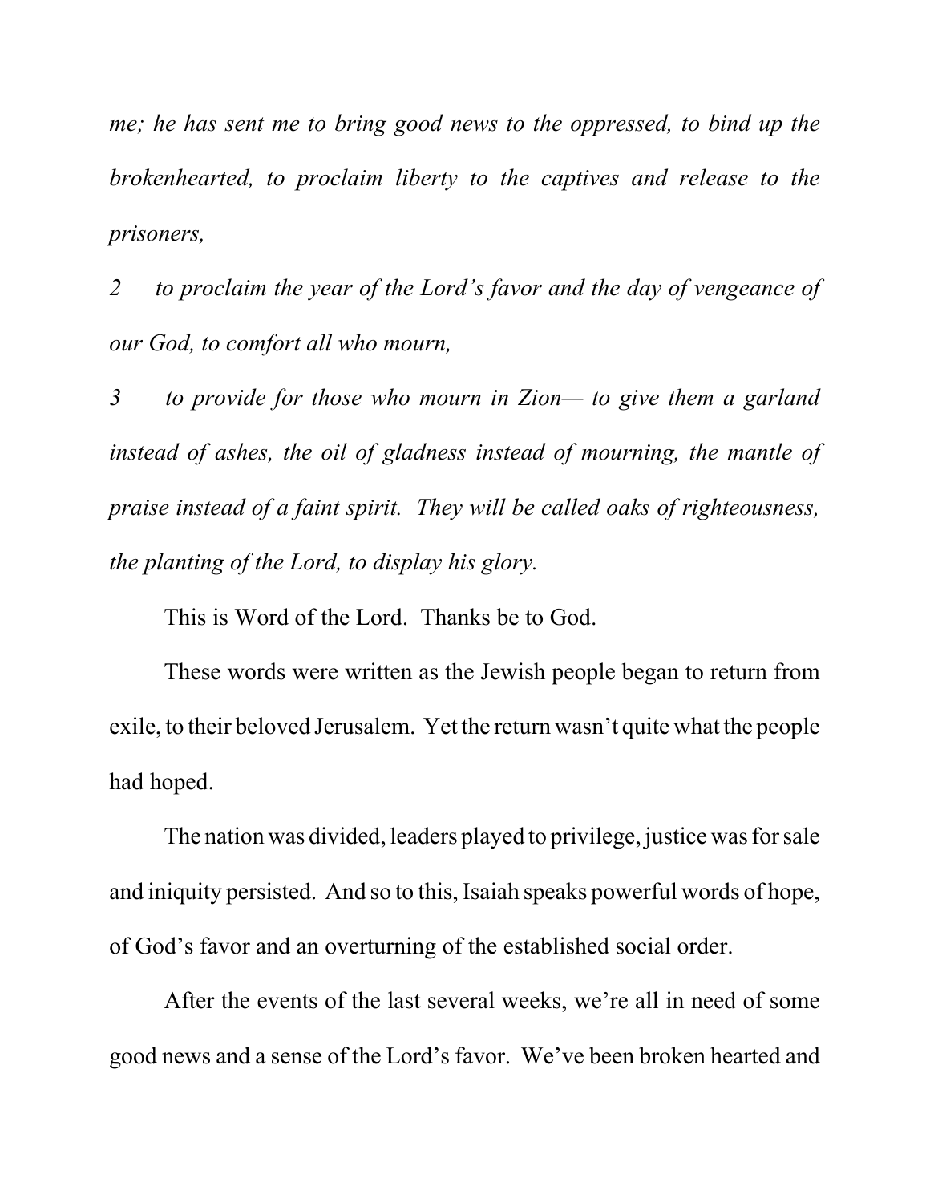*me; he has sent me to bring good news to the oppressed, to bind up the brokenhearted, to proclaim liberty to the captives and release to the prisoners,*

*2 to proclaim the year of the Lord's favor and the day of vengeance of our God, to comfort all who mourn,*

*3 to provide for those who mourn in Zion— to give them a garland instead of ashes, the oil of gladness instead of mourning, the mantle of praise instead of a faint spirit. They will be called oaks of righteousness, the planting of the Lord, to display his glory.*

This is Word of the Lord. Thanks be to God.

These words were written as the Jewish people began to return from exile, to their beloved Jerusalem. Yet the return wasn't quite what the people had hoped.

The nation was divided, leaders played to privilege, justice was for sale and iniquity persisted. And so to this, Isaiah speaks powerful words of hope, of God's favor and an overturning of the established social order.

After the events of the last several weeks, we're all in need of some good news and a sense of the Lord's favor. We've been broken hearted and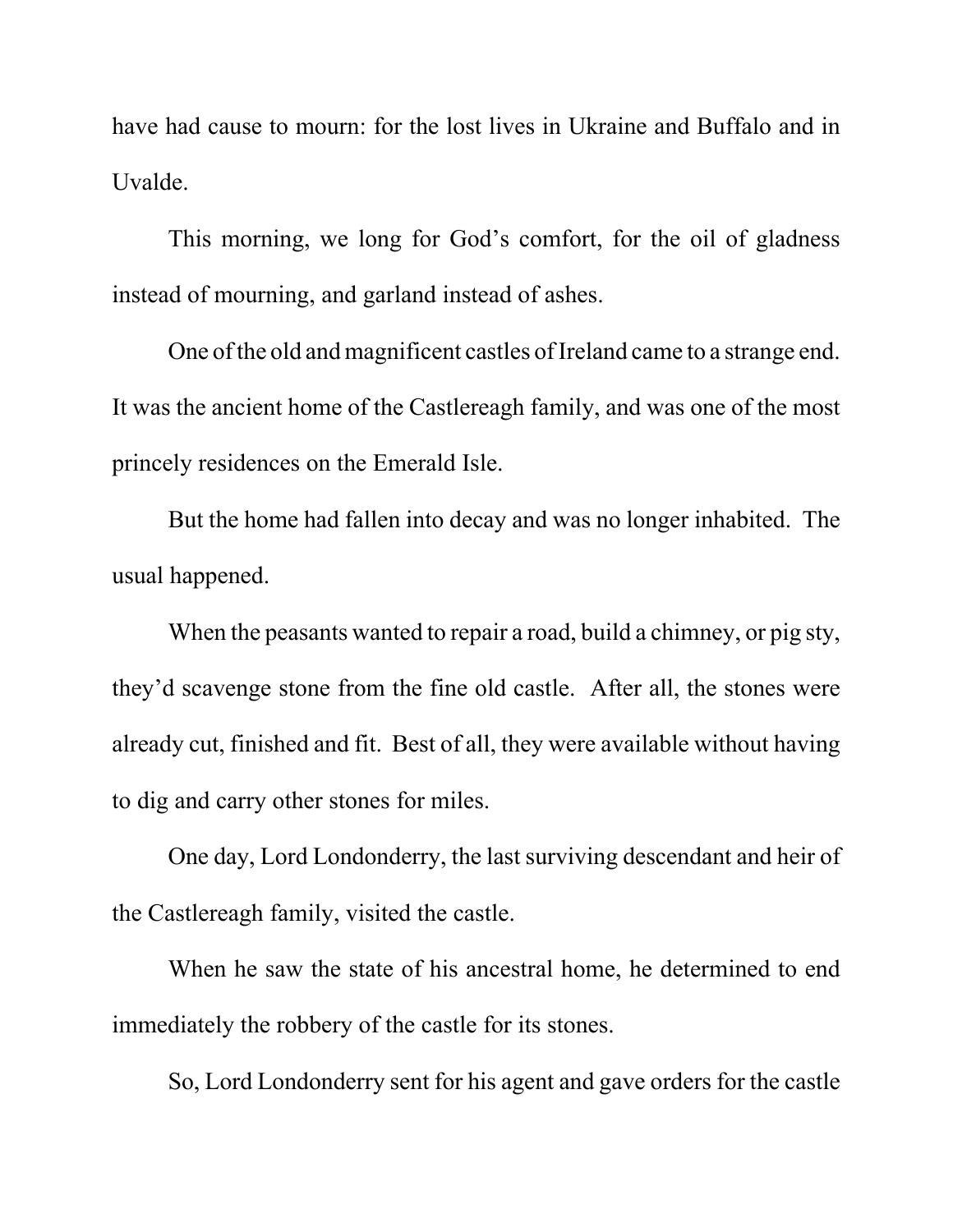have had cause to mourn: for the lost lives in Ukraine and Buffalo and in Uvalde.

This morning, we long for God's comfort, for the oil of gladness instead of mourning, and garland instead of ashes.

One of the old and magnificent castles of Ireland came to a strange end. It was the ancient home of the Castlereagh family, and was one of the most princely residences on the Emerald Isle.

But the home had fallen into decay and was no longer inhabited. The usual happened.

When the peasants wanted to repair a road, build a chimney, or pig sty, they'd scavenge stone from the fine old castle. After all, the stones were already cut, finished and fit. Best of all, they were available without having to dig and carry other stones for miles.

One day, Lord Londonderry, the last surviving descendant and heir of the Castlereagh family, visited the castle.

When he saw the state of his ancestral home, he determined to end immediately the robbery of the castle for its stones.

So, Lord Londonderry sent for his agent and gave orders for the castle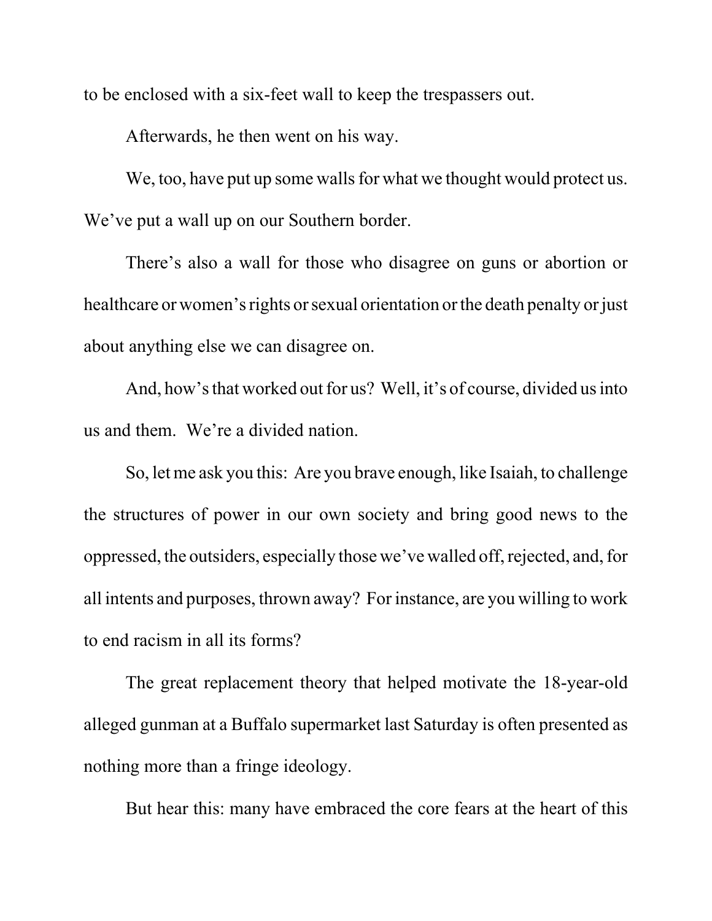to be enclosed with a six-feet wall to keep the trespassers out.

Afterwards, he then went on his way.

We, too, have put up some walls for what we thought would protect us. We've put a wall up on our Southern border.

There's also a wall for those who disagree on guns or abortion or healthcare or women's rights or sexual orientation or the death penalty or just about anything else we can disagree on.

And, how's that worked out for us? Well, it's of course, divided us into us and them. We're a divided nation.

So, let me ask you this: Are you brave enough, like Isaiah, to challenge the structures of power in our own society and bring good news to the oppressed, the outsiders, especially those we've walled off, rejected, and, for all intents and purposes, thrown away? For instance, are you willing to work to end racism in all its forms?

The great replacement theory that helped motivate the 18-year-old alleged gunman at a Buffalo supermarket last Saturday is often presented as nothing more than a fringe ideology.

But hear this: many have embraced the core fears at the heart of this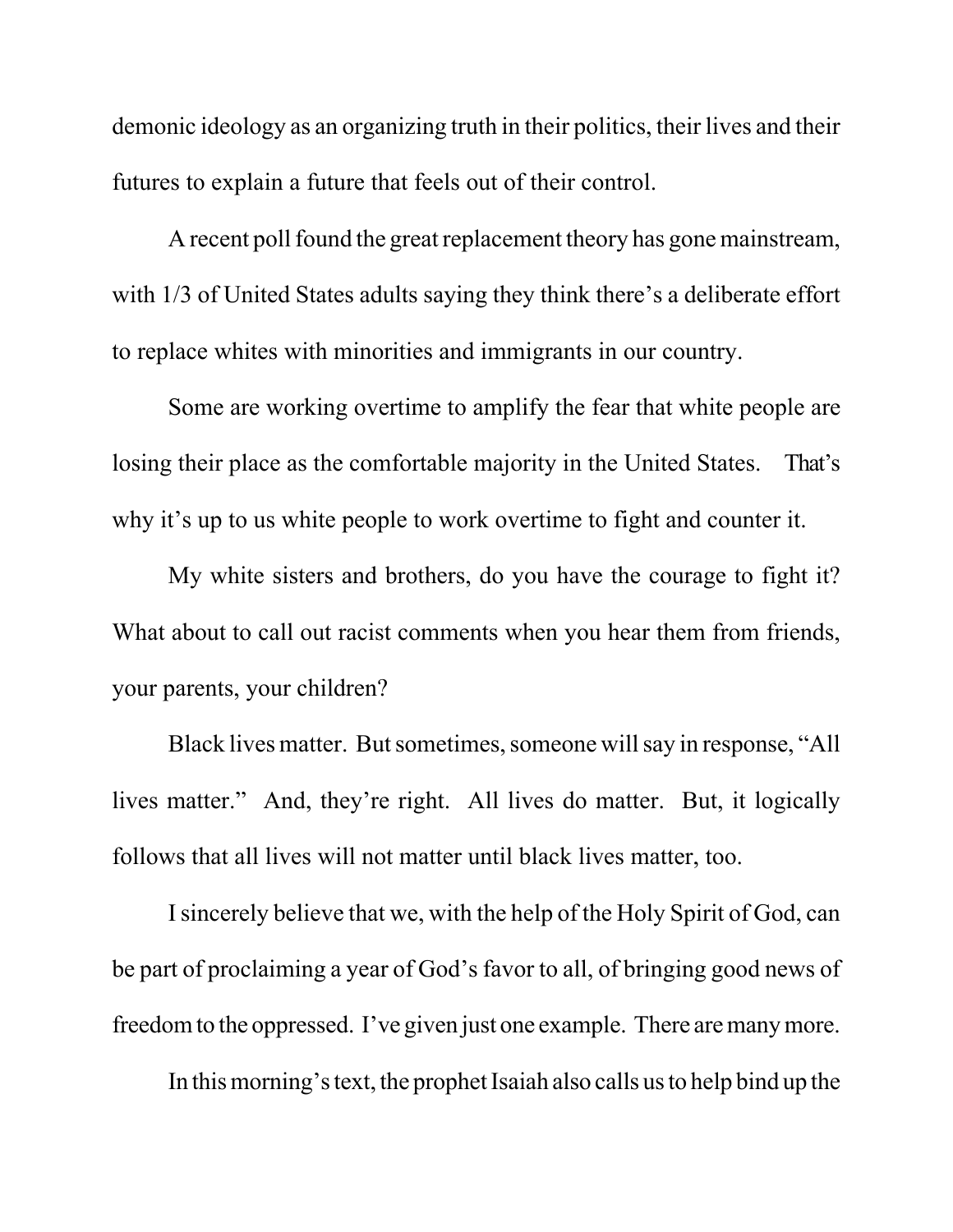demonic ideology as an organizing truth in their politics, their lives and their futures to explain a future that feels out of their control.

A recent poll found the great replacement theory has gone mainstream, with 1/3 of United States adults saying they think there's a deliberate effort to replace whites with minorities and immigrants in our country.

Some are working overtime to amplify the fear that white people are losing their place as the comfortable majority in the United States. That's why it's up to us white people to work overtime to fight and counter it.

My white sisters and brothers, do you have the courage to fight it? What about to call out racist comments when you hear them from friends, your parents, your children?

Black lives matter. But sometimes, someone will say in response, "All lives matter." And, they're right. All lives do matter. But, it logically follows that all lives will not matter until black lives matter, too.

I sincerely believe that we, with the help of the Holy Spirit of God, can be part of proclaiming a year of God's favor to all, of bringing good news of freedom to the oppressed. I've given just one example. There are many more.

In this morning's text, the prophet Isaiah also calls us to help bind up the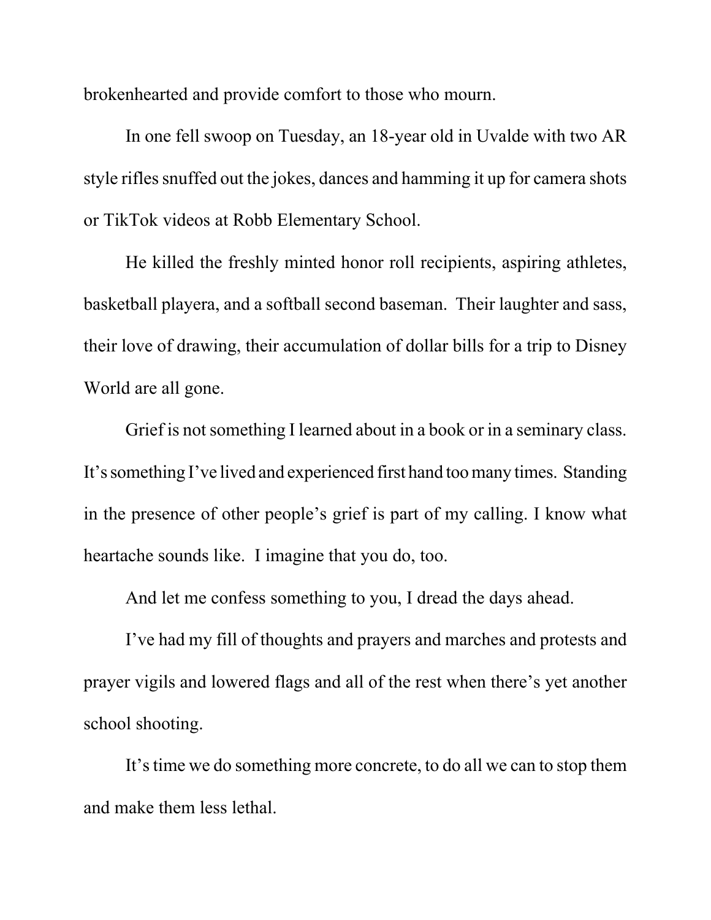brokenhearted and provide comfort to those who mourn.

In one fell swoop on Tuesday, an 18-year old in Uvalde with two AR style rifles snuffed out the jokes, dances and hamming it up for camera shots or TikTok videos at Robb Elementary School.

He killed the freshly minted honor roll recipients, aspiring athletes, basketball playera, and a softball second baseman. Their laughter and sass, their love of drawing, their accumulation of dollar bills for a trip to Disney World are all gone.

Grief is not something I learned about in a book or in a seminary class. It's something I've lived and experienced first hand too many times. Standing in the presence of other people's grief is part of my calling. I know what heartache sounds like. I imagine that you do, too.

And let me confess something to you, I dread the days ahead.

I've had my fill of thoughts and prayers and marches and protests and prayer vigils and lowered flags and all of the rest when there's yet another school shooting.

It's time we do something more concrete, to do all we can to stop them and make them less lethal.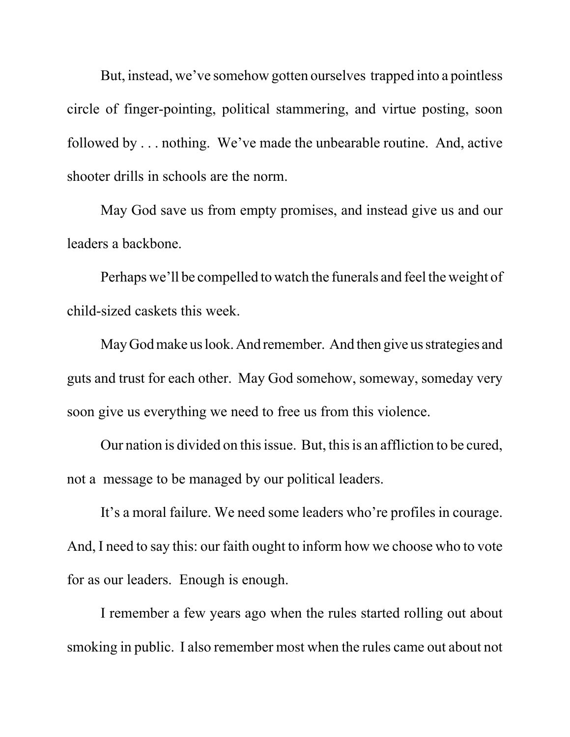But, instead, we've somehow gotten ourselves trapped into a pointless circle of finger-pointing, political stammering, and virtue posting, soon followed by . . . nothing. We've made the unbearable routine. And, active shooter drills in schools are the norm.

May God save us from empty promises, and instead give us and our leaders a backbone.

Perhaps we'll be compelled to watch the funerals and feel the weight of child-sized caskets this week.

May God make us look. And remember. And then give us strategies and guts and trust for each other. May God somehow, someway, someday very soon give us everything we need to free us from this violence.

Our nation is divided on this issue. But, this is an affliction to be cured, not a message to be managed by our political leaders.

It's a moral failure. We need some leaders who're profiles in courage. And, I need to say this: our faith ought to inform how we choose who to vote for as our leaders. Enough is enough.

I remember a few years ago when the rules started rolling out about smoking in public. I also remember most when the rules came out about not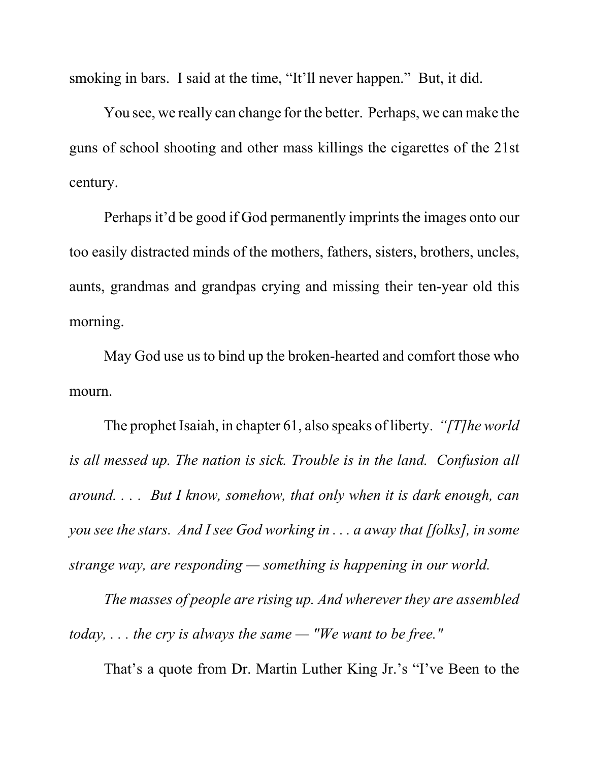smoking in bars. I said at the time, "It'll never happen." But, it did.

You see, we really can change for the better. Perhaps, we can make the guns of school shooting and other mass killings the cigarettes of the 21st century.

Perhaps it'd be good if God permanently imprints the images onto our too easily distracted minds of the mothers, fathers, sisters, brothers, uncles, aunts, grandmas and grandpas crying and missing their ten-year old this morning.

May God use us to bind up the broken-hearted and comfort those who mourn.

The prophet Isaiah, in chapter 61, also speaks of liberty. *"[T]he world is all messed up. The nation is sick. Trouble is in the land. Confusion all around. . . . But I know, somehow, that only when it is dark enough, can you see the stars. And I see God working in . . . a away that [folks], in some strange way, are responding — something is happening in our world.*

*The masses of people are rising up. And wherever they are assembled today, . . . the cry is always the same — "We want to be free."*

That's a quote from Dr. Martin Luther King Jr.'s "I've Been to the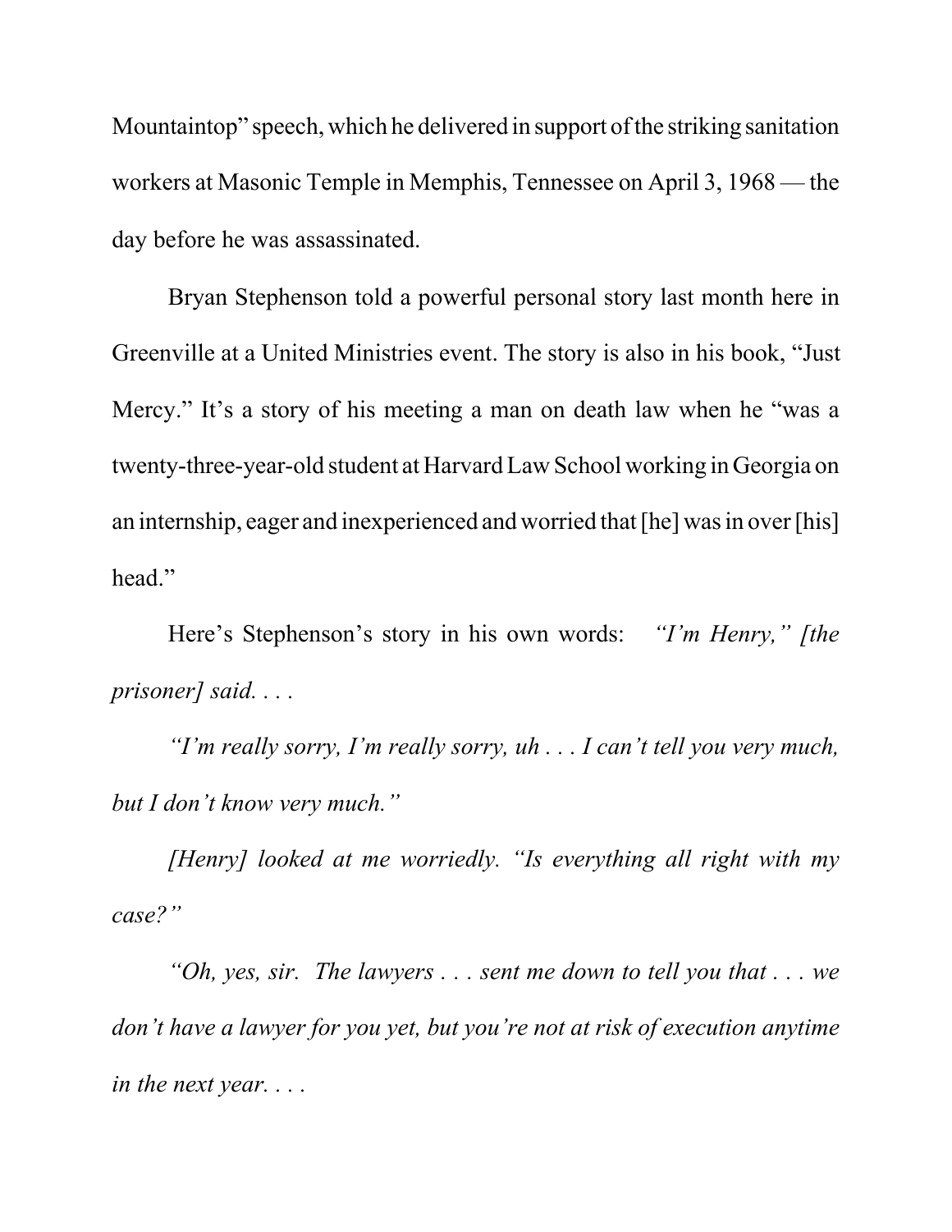Mountaintop" speech, which he delivered in support of the striking sanitation workers at Masonic Temple in Memphis, Tennessee on April 3, 1968 — the day before he was assassinated.

Bryan Stephenson told a powerful personal story last month here in Greenville at a United Ministries event. The story is also in his book, "Just Mercy." It's a story of his meeting a man on death law when he "was a twenty-three-year-old student at Harvard Law School working in Georgia on an internship, eager and inexperienced and worried that [he] was in over [his] head."

Here's Stephenson's story in his own words: *"I'm Henry," [the prisoner] said. . . .*

*"I'm really sorry, I'm really sorry, uh . . . I can't tell you very much, but I don't know very much."*

*[Henry] looked at me worriedly. "Is everything all right with my case?"*

*"Oh, yes, sir. The lawyers . . . sent me down to tell you that . . . we don't have a lawyer for you yet, but you're not at risk of execution anytime in the next year. . . .*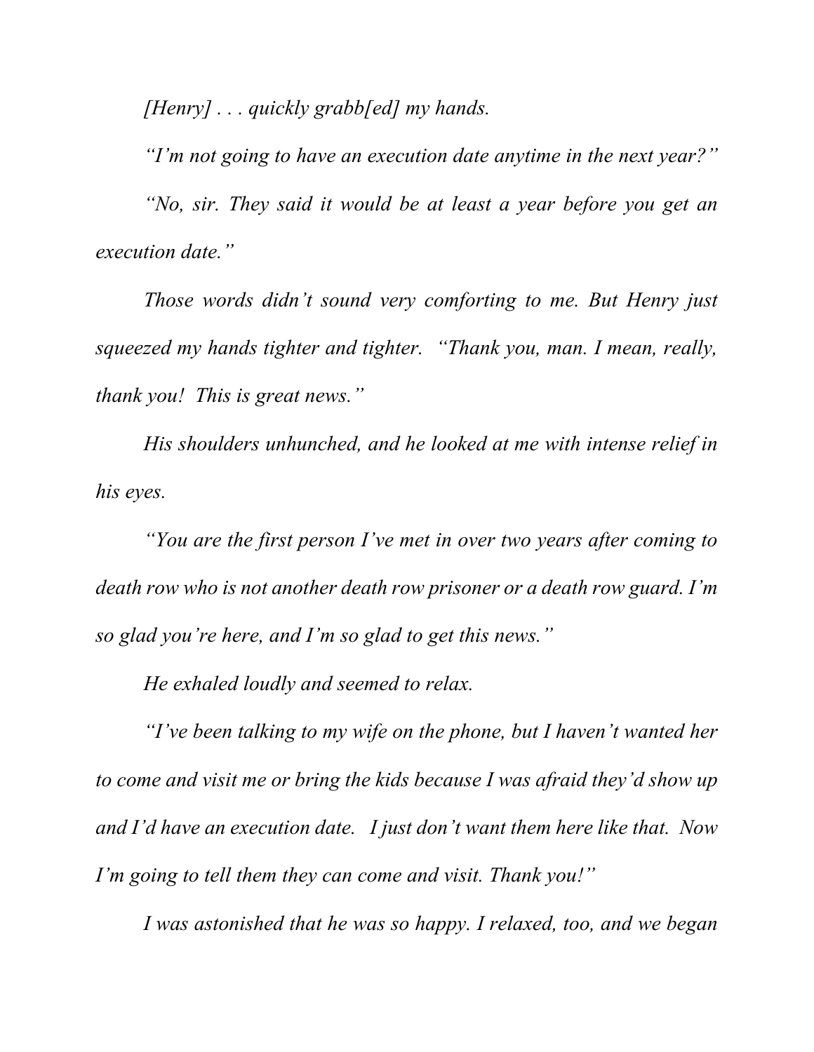*[Henry] . . . quickly grabb[ed] my hands.*

*"I'm not going to have an execution date anytime in the next year?"*

*"No, sir. They said it would be at least a year before you get an execution date."*

*Those words didn't sound very comforting to me. But Henry just squeezed my hands tighter and tighter. "Thank you, man. I mean, really, thank you! This is great news."*

*His shoulders unhunched, and he looked at me with intense relief in his eyes.*

*"You are the first person I've met in over two years after coming to death row who is not another death row prisoner or a death row guard. I'm so glad you're here, and I'm so glad to get this news."*

*He exhaled loudly and seemed to relax.*

*"I've been talking to my wife on the phone, but I haven't wanted her to come and visit me or bring the kids because I was afraid they'd show up and I'd have an execution date. I just don't want them here like that. Now I'm going to tell them they can come and visit. Thank you!"*

*I was astonished that he was so happy. I relaxed, too, and we began*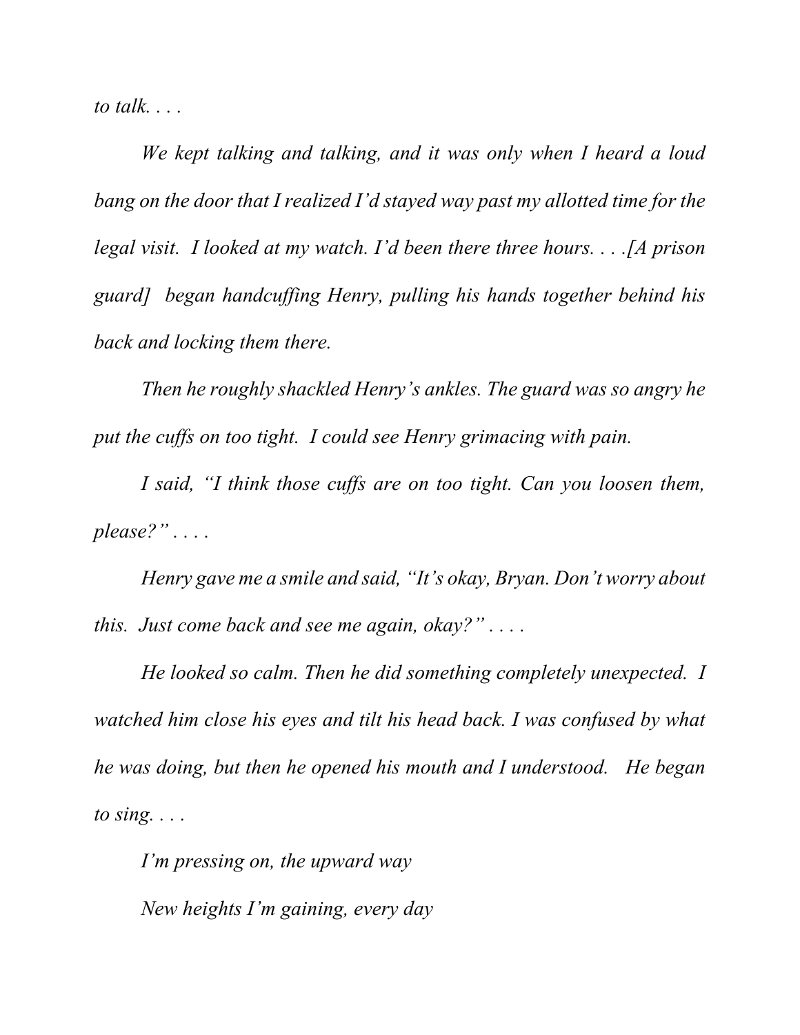*to talk. . . .*

*We kept talking and talking, and it was only when I heard a loud bang on the door that I realized I'd stayed way past my allotted time for the legal visit. I looked at my watch. I'd been there three hours. . . .[A prison guard] began handcuffing Henry, pulling his hands together behind his back and locking them there.*

*Then he roughly shackled Henry's ankles. The guard was so angry he put the cuffs on too tight. I could see Henry grimacing with pain.*

*I said, "I think those cuffs are on too tight. Can you loosen them, please?" . . . .*

*Henry gave me a smile and said, "It's okay, Bryan. Don't worry about this. Just come back and see me again, okay?" . . . .*

*He looked so calm. Then he did something completely unexpected. I watched him close his eyes and tilt his head back. I was confused by what he was doing, but then he opened his mouth and I understood. He began to sing. . . .*

*I'm pressing on, the upward way*

*New heights I'm gaining, every day*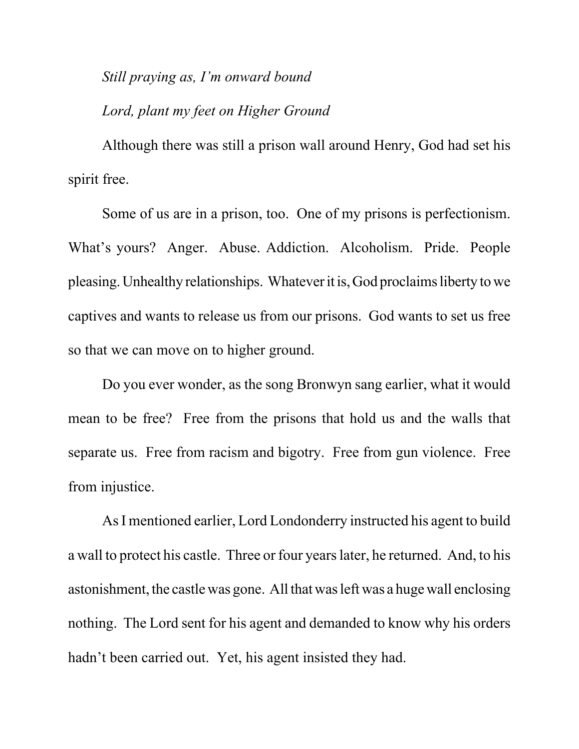*Still praying as, I'm onward bound*

*Lord, plant my feet on Higher Ground*

Although there was still a prison wall around Henry, God had set his spirit free.

Some of us are in a prison, too. One of my prisons is perfectionism. What's yours? Anger. Abuse. Addiction. Alcoholism. Pride. People pleasing. Unhealthy relationships. Whatever it is, God proclaims liberty to we captives and wants to release us from our prisons. God wants to set us free so that we can move on to higher ground.

Do you ever wonder, as the song Bronwyn sang earlier, what it would mean to be free? Free from the prisons that hold us and the walls that separate us. Free from racism and bigotry. Free from gun violence. Free from injustice.

As I mentioned earlier, Lord Londonderry instructed his agent to build a wall to protect his castle. Three or four years later, he returned. And, to his astonishment, the castle was gone. All that was left was a huge wall enclosing nothing. The Lord sent for his agent and demanded to know why his orders hadn't been carried out. Yet, his agent insisted they had.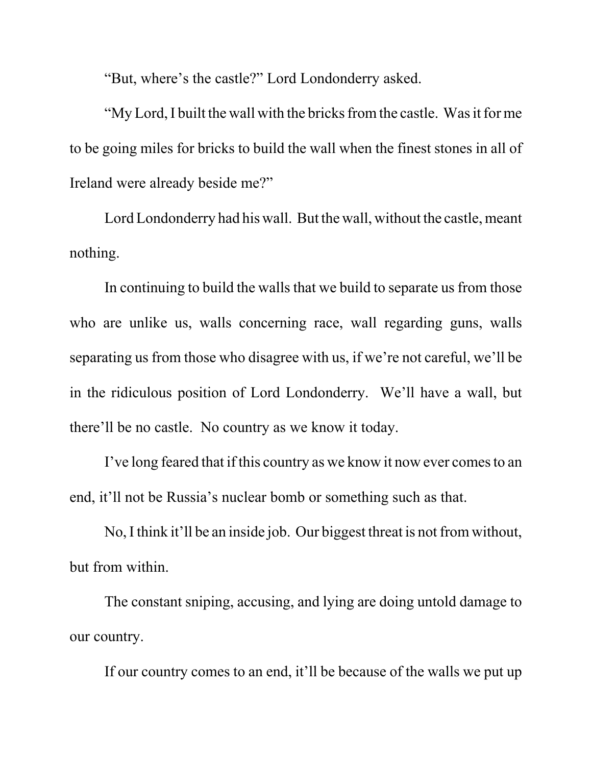"But, where's the castle?" Lord Londonderry asked.

"My Lord, I built the wall with the bricks from the castle. Was it for me to be going miles for bricks to build the wall when the finest stones in all of Ireland were already beside me?"

Lord Londonderry had his wall. But the wall, without the castle, meant nothing.

In continuing to build the walls that we build to separate us from those who are unlike us, walls concerning race, wall regarding guns, walls separating us from those who disagree with us, if we're not careful, we'll be in the ridiculous position of Lord Londonderry. We'll have a wall, but there'll be no castle. No country as we know it today.

I've long feared that if this country as we know it now ever comes to an end, it'll not be Russia's nuclear bomb or something such as that.

No, I think it'll be an inside job. Our biggest threat is not from without, but from within.

The constant sniping, accusing, and lying are doing untold damage to our country.

If our country comes to an end, it'll be because of the walls we put up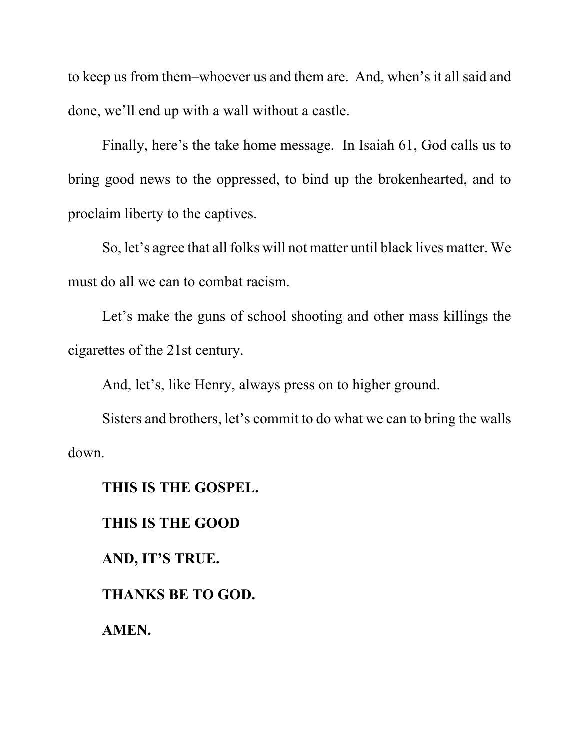to keep us from them–whoever us and them are. And, when's it all said and done, we'll end up with a wall without a castle.

Finally, here's the take home message. In Isaiah 61, God calls us to bring good news to the oppressed, to bind up the brokenhearted, and to proclaim liberty to the captives.

So, let's agree that all folks will not matter until black lives matter. We must do all we can to combat racism.

Let's make the guns of school shooting and other mass killings the cigarettes of the 21st century.

And, let's, like Henry, always press on to higher ground.

Sisters and brothers, let's commit to do what we can to bring the walls down.

**THIS IS THE GOSPEL.**

**THIS IS THE GOOD**

**AND, IT'S TRUE.**

**THANKS BE TO GOD.**

**AMEN.**